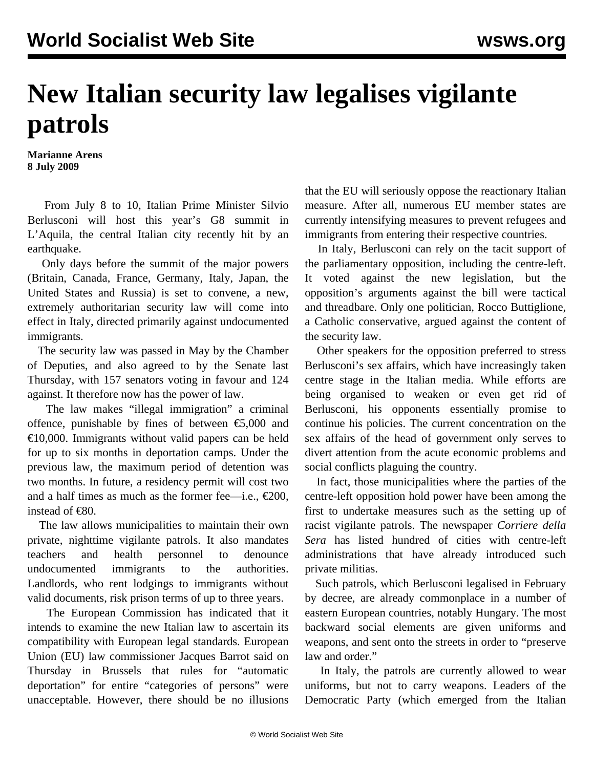# New Italian security law legalises vigilante patrols

**Marianne Arens**
**8 July 2009**

From July 8 to 10, Italian Prime Minister Silvio Berlusconi will host this year's G8 summit in L'Aquila, the central Italian city recently hit by an earthquake.

Only days before the summit of the major powers (Britain, Canada, France, Germany, Italy, Japan, the United States and Russia) is set to convene, a new, extremely authoritarian security law will come into effect in Italy, directed primarily against undocumented immigrants.

The security law was passed in May by the Chamber of Deputies, and also agreed to by the Senate last Thursday, with 157 senators voting in favour and 124 against. It therefore now has the power of law.

The law makes "illegal immigration" a criminal offence, punishable by fines of between €5,000 and €10,000. Immigrants without valid papers can be held for up to six months in deportation camps. Under the previous law, the maximum period of detention was two months. In future, a residency permit will cost two and a half times as much as the former fee—i.e., €200, instead of €80.

The law allows municipalities to maintain their own private, nighttime vigilante patrols. It also mandates teachers and health personnel to denounce undocumented immigrants to the authorities. Landlords, who rent lodgings to immigrants without valid documents, risk prison terms of up to three years.

The European Commission has indicated that it intends to examine the new Italian law to ascertain its compatibility with European legal standards. European Union (EU) law commissioner Jacques Barrot said on Thursday in Brussels that rules for "automatic deportation" for entire "categories of persons" were unacceptable. However, there should be no illusions that the EU will seriously oppose the reactionary Italian measure. After all, numerous EU member states are currently intensifying measures to prevent refugees and immigrants from entering their respective countries.

In Italy, Berlusconi can rely on the tacit support of the parliamentary opposition, including the centre-left. It voted against the new legislation, but the opposition's arguments against the bill were tactical and threadbare. Only one politician, Rocco Buttiglione, a Catholic conservative, argued against the content of the security law.

Other speakers for the opposition preferred to stress Berlusconi's sex affairs, which have increasingly taken centre stage in the Italian media. While efforts are being organised to weaken or even get rid of Berlusconi, his opponents essentially promise to continue his policies. The current concentration on the sex affairs of the head of government only serves to divert attention from the acute economic problems and social conflicts plaguing the country.

In fact, those municipalities where the parties of the centre-left opposition hold power have been among the first to undertake measures such as the setting up of racist vigilante patrols. The newspaper *Corriere della Sera* has listed hundred of cities with centre-left administrations that have already introduced such private militias.

Such patrols, which Berlusconi legalised in February by decree, are already commonplace in a number of eastern European countries, notably Hungary. The most backward social elements are given uniforms and weapons, and sent onto the streets in order to "preserve law and order."

In Italy, the patrols are currently allowed to wear uniforms, but not to carry weapons. Leaders of the Democratic Party (which emerged from the Italian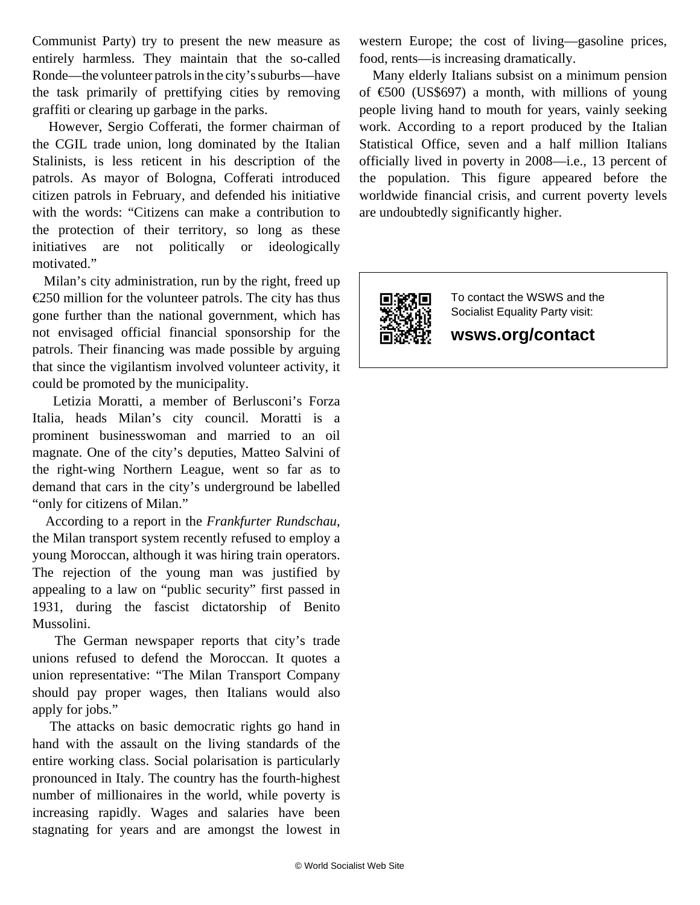Communist Party) try to present the new measure as entirely harmless. They maintain that the so-called Ronde—the volunteer patrols in the city's suburbs—have the task primarily of prettifying cities by removing graffiti or clearing up garbage in the parks.

However, Sergio Cofferati, the former chairman of the CGIL trade union, long dominated by the Italian Stalinists, is less reticent in his description of the patrols. As mayor of Bologna, Cofferati introduced citizen patrols in February, and defended his initiative with the words: "Citizens can make a contribution to the protection of their territory, so long as these initiatives are not politically or ideologically motivated."

Milan's city administration, run by the right, freed up €250 million for the volunteer patrols. The city has thus gone further than the national government, which has not envisaged official financial sponsorship for the patrols. Their financing was made possible by arguing that since the vigilantism involved volunteer activity, it could be promoted by the municipality.

Letizia Moratti, a member of Berlusconi's Forza Italia, heads Milan's city council. Moratti is a prominent businesswoman and married to an oil magnate. One of the city's deputies, Matteo Salvini of the right-wing Northern League, went so far as to demand that cars in the city's underground be labelled "only for citizens of Milan."

According to a report in the *Frankfurter Rundschau*, the Milan transport system recently refused to employ a young Moroccan, although it was hiring train operators. The rejection of the young man was justified by appealing to a law on "public security" first passed in 1931, during the fascist dictatorship of Benito Mussolini.

The German newspaper reports that city's trade unions refused to defend the Moroccan. It quotes a union representative: "The Milan Transport Company should pay proper wages, then Italians would also apply for jobs."

The attacks on basic democratic rights go hand in hand with the assault on the living standards of the entire working class. Social polarisation is particularly pronounced in Italy. The country has the fourth-highest number of millionaires in the world, while poverty is increasing rapidly. Wages and salaries have been stagnating for years and are amongst the lowest in western Europe; the cost of living—gasoline prices, food, rents—is increasing dramatically.

Many elderly Italians subsist on a minimum pension of €500 (US$697) a month, with millions of young people living hand to mouth for years, vainly seeking work. According to a report produced by the Italian Statistical Office, seven and a half million Italians officially lived in poverty in 2008—i.e., 13 percent of the population. This figure appeared before the worldwide financial crisis, and current poverty levels are undoubtedly significantly higher.

To contact the WSWS and the Socialist Equality Party visit:

**wsws.org/contact**